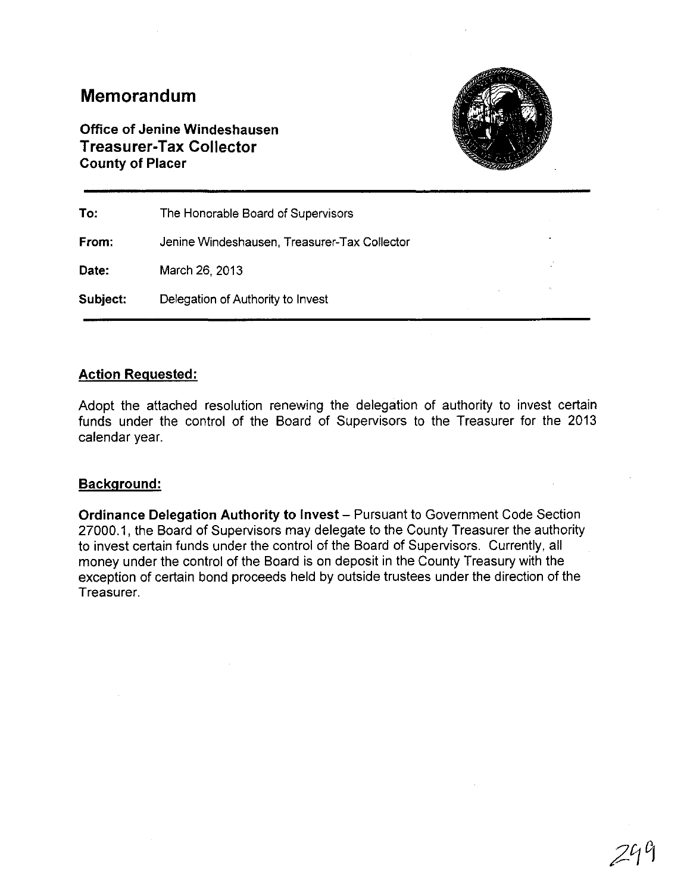# Memorandum

**Office of Jenine Windeshausen**
**Treasurer-Tax Collector**
**County of Placer**

| | |
|---|---|
| **To:** | The Honorable Board of Supervisors |
| **From:** | Jenine Windeshausen, Treasurer-Tax Collector |
| **Date:** | March 26, 2013 |
| **Subject:** | Delegation of Authority to Invest |

## Action Requested:

Adopt the attached resolution renewing the delegation of authority to invest certain funds under the control of the Board of Supervisors to the Treasurer for the 2013 calendar year.

## Background:

**Ordinance Delegation Authority to Invest** – Pursuant to Government Code Section 27000.1, the Board of Supervisors may delegate to the County Treasurer the authority to invest certain funds under the control of the Board of Supervisors. Currently, all money under the control of the Board is on deposit in the County Treasury with the exception of certain bond proceeds held by outside trustees under the direction of the Treasurer.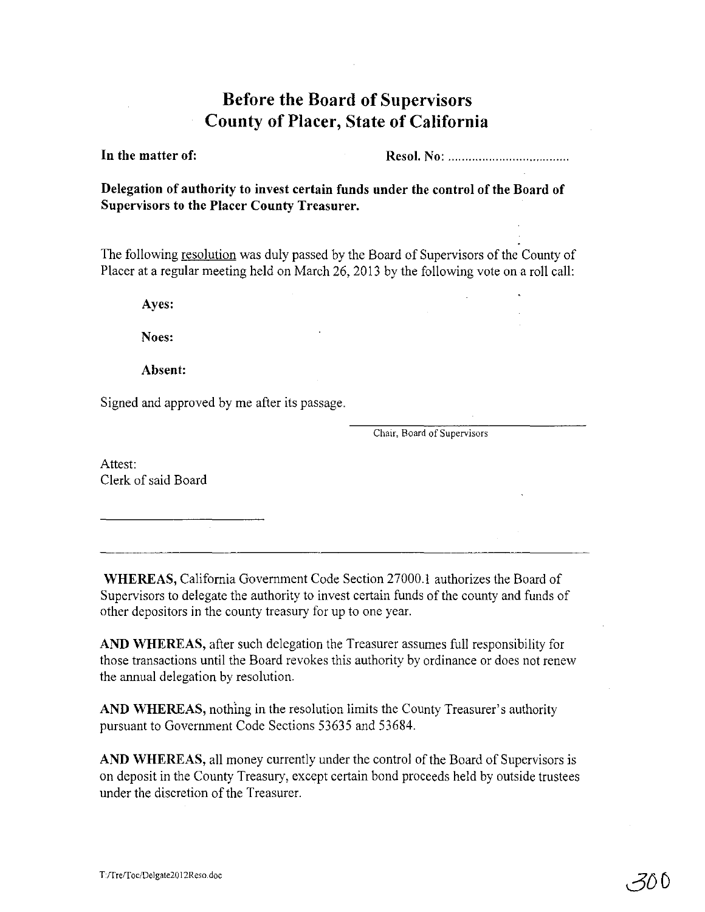# Before the Board of Supervisors
# County of Placer, State of California

**In the matter of:** **Resol. No:** ....................................

**Delegation of authority to invest certain funds under the control of the Board of Supervisors to the Placer County Treasurer.**

The following resolution was duly passed by the Board of Supervisors of the County of Placer at a regular meeting held on March 26, 2013 by the following vote on a roll call:

**Ayes:**

**Noes:**

**Absent:**

Signed and approved by me after its passage.

\_\_\_\_\_\_\_\_\_\_\_\_\_\_\_\_\_\_\_\_\_\_\_\_\_\_\_\_\_\_
Chair, Board of Supervisors

Attest:
Clerk of said Board

\_\_\_\_\_\_\_\_\_\_\_\_\_\_\_\_\_\_\_\_\_\_\_\_

---

**WHEREAS,** California Government Code Section 27000.1 authorizes the Board of Supervisors to delegate the authority to invest certain funds of the county and funds of other depositors in the county treasury for up to one year.

**AND WHEREAS,** after such delegation the Treasurer assumes full responsibility for those transactions until the Board revokes this authority by ordinance or does not renew the annual delegation by resolution.

**AND WHEREAS,** nothing in the resolution limits the County Treasurer's authority pursuant to Government Code Sections 53635 and 53684.

**AND WHEREAS,** all money currently under the control of the Board of Supervisors is on deposit in the County Treasury, except certain bond proceeds held by outside trustees under the discretion of the Treasurer.

T:/Tre/Toc/Delgate2012Reso.doc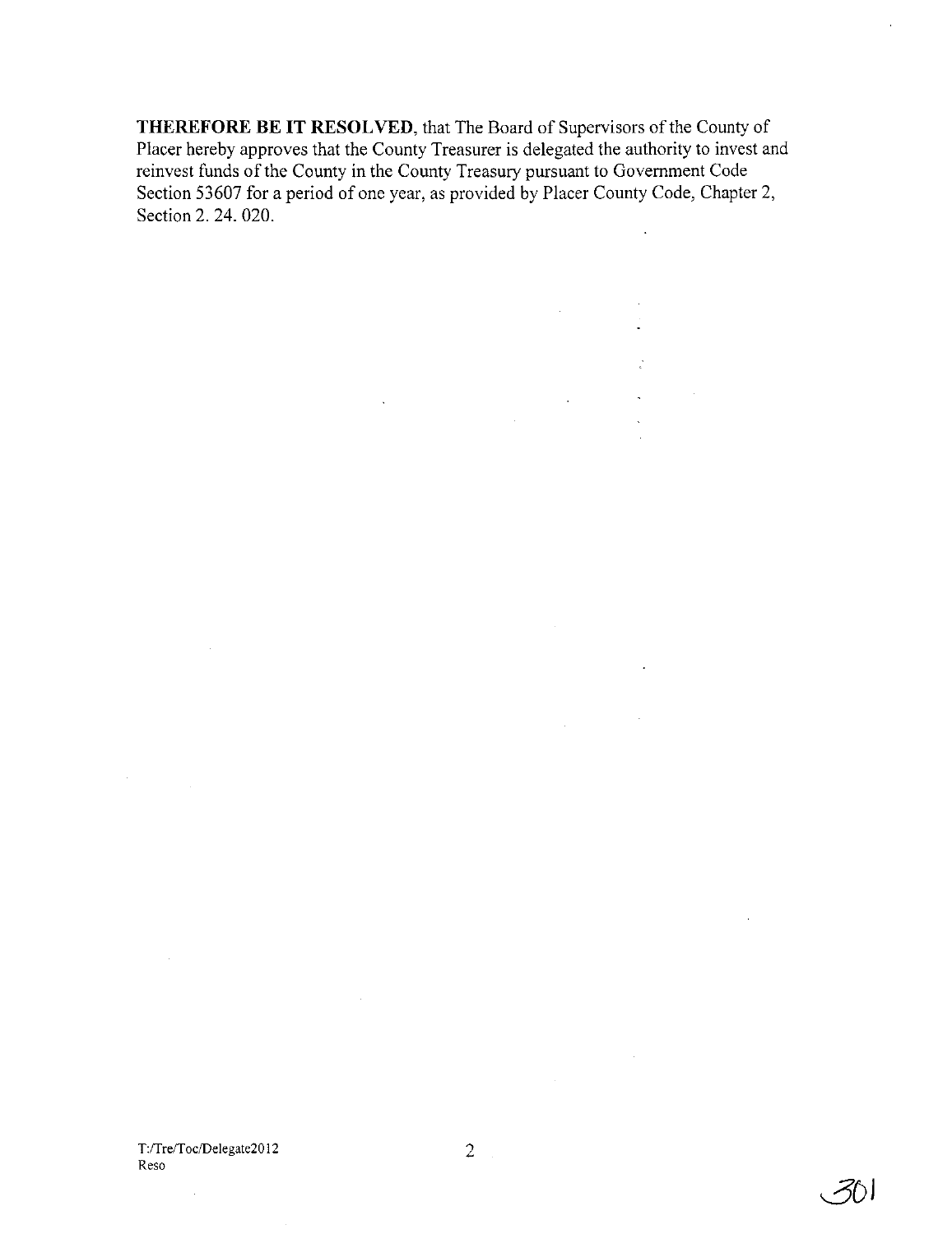**THEREFORE BE IT RESOLVED**, that The Board of Supervisors of the County of Placer hereby approves that the County Treasurer is delegated the authority to invest and reinvest funds of the County in the County Treasury pursuant to Government Code Section 53607 for a period of one year, as provided by Placer County Code, Chapter 2, Section 2. 24. 020.

T:/Tre/Toc/Delegate2012
Reso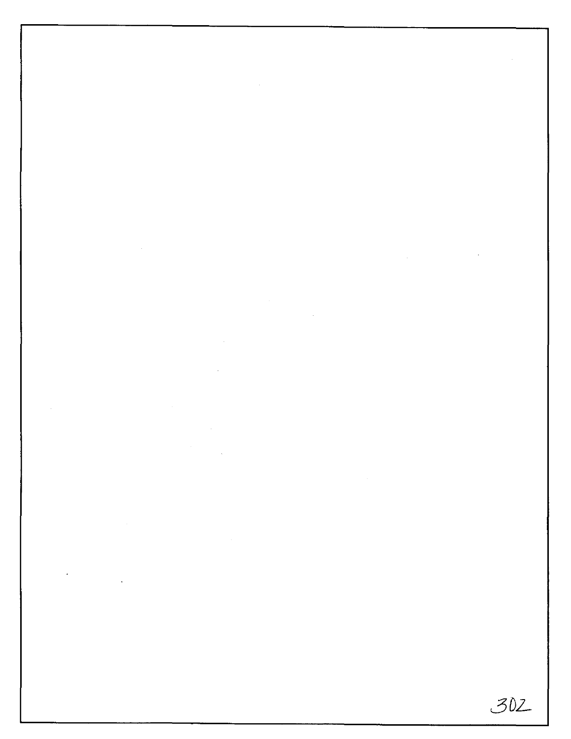302